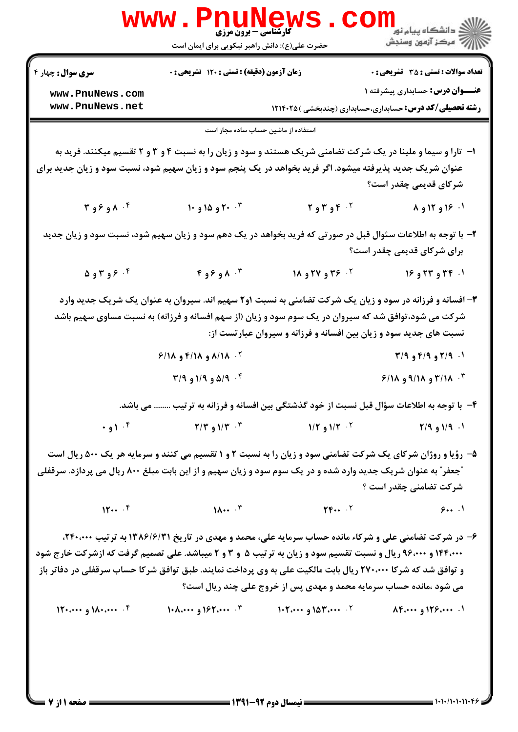**سری سؤال:** چهار ۴

**زمان آزمون (دقیقه) : تستی : ۱۲۰ تشریحی : ۰**

**تعداد سوالات : تستی : ۳۵ تشریحی : ۰**

**عنـــوان درس:** حسابداری پیشرفته ۱

**رشته تحصیلی/کد درس:** حسابداری،حسابداری (چندبخشی )۱۲۱۴۰۲۵

استفاده از ماشین حساب ساده مجاز است

۱- تارا و سیما و ملینا در یک شرکت تضامنی شریک هستند و سود و زیان را به نسبت ۴ و ۳ و ۲ تقسیم میکنند. فرید به عنوان شریک جدید پذیرفته میشود. اگر فرید بخواهد در یک پنجم سود و زیان سهیم شود، نسبت سود و زیان جدید برای شرکای قدیمی چقدر است؟

۱. ۱۶ و ۱۲ و ۸

۲. ۴ و ۳ و ۲

۳. ۲۰ و ۱۵ و ۱۰

۴. ۸ و ۶ و ۳

۲- با توجه به اطلاعات سئوال قبل در صورتی که فرید بخواهد در یک دهم سود و زیان سهیم شود، نسبت سود و زیان جدید برای شرکای قدیمی چقدر است؟

۱. ۳۴ و ۲۳ و ۱۶

۲. ۳۶ و ۲۷ و ۱۸

۳. ۸ و ۶ و ۴

۴. ۶ و ۳ و ۵

۳- افسانه و فرزانه در سود و زیان یک شرکت تضامنی به نسبت ۱و۲ سهیم اند. سیروان به عنوان یک شریک جدید وارد شرکت می شود،توافق شد که سیروان در یک سوم سود و زیان (از سهم افسانه و فرزانه) به نسبت مساوی سهیم باشد نسبت های جدید سود و زیان بین افسانه و فرزانه و سیروان عبارتست از:

۱. ۲/۹ و ۴/۹ و ۳/۹

۲. ۸/۱۸ و ۴/۱۸ و ۶/۱۸

۳. ۳/۱۸ و ۹/۱۸ و ۶/۱۸

۴. ۵/۹ و ۱/۹ و ۳/۹

۴- با توجه به اطلاعات سؤال قبل نسبت از خود گذشتگی بین افسانه و فرزانه به ترتیب ........ می باشد.

۱. ۱/۹ و ۲/۹

۲. ۱/۲ و ۱/۲

۳. ۱/۳ و ۲/۳

۴. ۱ و ۰

۵- رؤیا و روژان شرکای یک شرکت تضامنی سود و زیان را به نسبت ۲ و ۱ تقسیم می کنند و سرمایه هر یک ۵۰۰ ریال است "جعفر" به عنوان شریک جدید وارد شده و در یک سوم سود و زیان سهیم و از این بابت مبلغ ۸۰۰ ریال می پردازد. سرقفلی شرکت تضامنی چقدر است ؟

۱. ۶۰۰

۲. ۲۴۰۰

۳. ۱۸۰۰

۴. ۱۲۰۰

۶- در شرکت تضامنی علی و شرکاء مانده حساب سرمایه علی، محمد و مهدی در تاریخ ۱۳۸۶/۶/۳۱ به ترتیب ۲۴۰،۰۰۰، ۱۴۴،۰۰۰ و ۹۶،۰۰۰ ریال و نسبت تقسیم سود و زیان به ترتیب ۵ و ۳ و ۲ میباشد. علی تصمیم گرفت که ازشرکت خارج شود و توافق شد که شرکا ۲۷۰،۰۰۰ ریال بابت مالکیت علی به وی پرداخت نمایند. طبق توافق شرکا حساب سرقفلی در دفاتر باز می شود ،مانده حساب سرمایه محمد و مهدی پس از خروج علی چند ریال است؟

۱. ۱۲۶،۰۰۰ و ۸۴،۰۰۰

۲. ۱۵۳،۰۰۰ و ۱۰۲،۰۰۰

۳. ۱۶۲،۰۰۰ و ۱۰۸،۰۰۰

۴. ۱۸۰،۰۰۰ و ۱۲۰،۰۰۰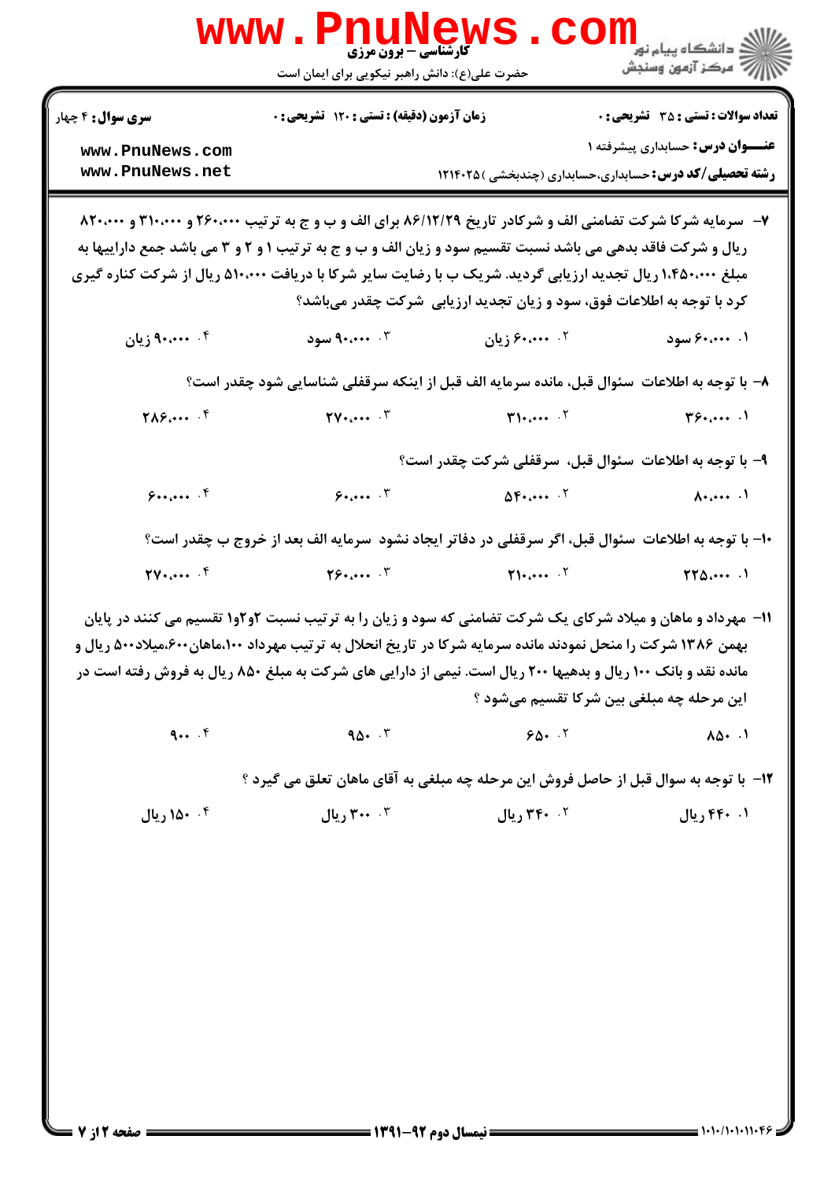**سری سوال:** ۴ چهار | **زمان آزمون (دقیقه) : تستی :** ۱۲۰ **تشریحی :** ۰ | **تعداد سوالات : تستی :** ۳۵ **تشریحی :** ۰

**عنـــوان درس:** حسابداری پیشرفته ۱

**رشته تحصیلی/کد درس:** حسابداری،حسابداری (چندبخشی ) ۱۲۱۴۰۲۵

۷- سرمایه شرکا شرکت تضامنی الف و شرکادر تاریخ ۸۶/۱۲/۲۹ برای الف و ب و ج به ترتیب ۲۶۰،۰۰۰ و ۳۱۰،۰۰۰ و ۸۲۰،۰۰۰ ریال و شرکت فاقد بدهی می باشد نسبت تقسیم سود و زیان الف و ب و ج به ترتیب ۱ و ۲ و ۳ می باشد جمع داراییها به مبلغ ۱،۴۵۰،۰۰۰ ریال تجدید ارزیابی گردید. شریک ب با رضایت سایر شرکا با دریافت ۵۱۰،۰۰۰ ریال از شرکت کناره گیری کرد با توجه به اطلاعات فوق، سود و زیان تجدید ارزیابی شرکت چقدر می‌باشد؟

۱. ۶۰،۰۰۰ سود
۲. ۶۰،۰۰۰ زیان
۳. ۹۰،۰۰۰ سود
۴. ۹۰،۰۰۰ زیان

۸- با توجه به اطلاعات سئوال قبل، مانده سرمایه الف قبل از اینکه سرقفلی شناسایی شود چقدر است؟

۱. ۳۶۰،۰۰۰
۲. ۳۱۰،۰۰۰
۳. ۲۷۰،۰۰۰
۴. ۲۸۶،۰۰۰

۹- با توجه به اطلاعات سئوال قبل، سرقفلی شرکت چقدر است؟

۱. ۸۰،۰۰۰
۲. ۵۴۰،۰۰۰
۳. ۶۰،۰۰۰
۴. ۶۰۰،۰۰۰

۱۰- با توجه به اطلاعات سئوال قبل، اگر سرقفلی در دفاتر ایجاد نشود سرمایه الف بعد از خروج ب چقدر است؟

۱. ۲۲۵،۰۰۰
۲. ۲۱۰،۰۰۰
۳. ۲۶۰،۰۰۰
۴. ۲۷۰،۰۰۰

۱۱- مهرداد و ماهان و میلاد شرکای یک شرکت تضامنی که سود و زیان را به ترتیب نسبت ۲و۲و۱ تقسیم می کنند در پایان بهمن ۱۳۸۶ شرکت را منحل نمودند مانده سرمایه شرکا در تاریخ انحلال به ترتیب مهرداد ۱۰۰،ماهان۶۰۰،میلاد۵۰۰ ریال و مانده نقد و بانک ۱۰۰ ریال و بدهیها ۲۰۰ ریال است. نیمی از دارایی های شرکت به مبلغ ۸۵۰ ریال به فروش رفته است در این مرحله چه مبلغی بین شرکا تقسیم می‌شود ؟

۱. ۸۵۰
۲. ۶۵۰
۳. ۹۵۰
۴. ۹۰۰

۱۲- با توجه به سوال قبل از حاصل فروش این مرحله چه مبلغی به آقای ماهان تعلق می گیرد ؟

۱. ۴۴۰ ریال
۲. ۳۴۰ ریال
۳. ۳۰۰ ریال
۴. ۱۵۰ ریال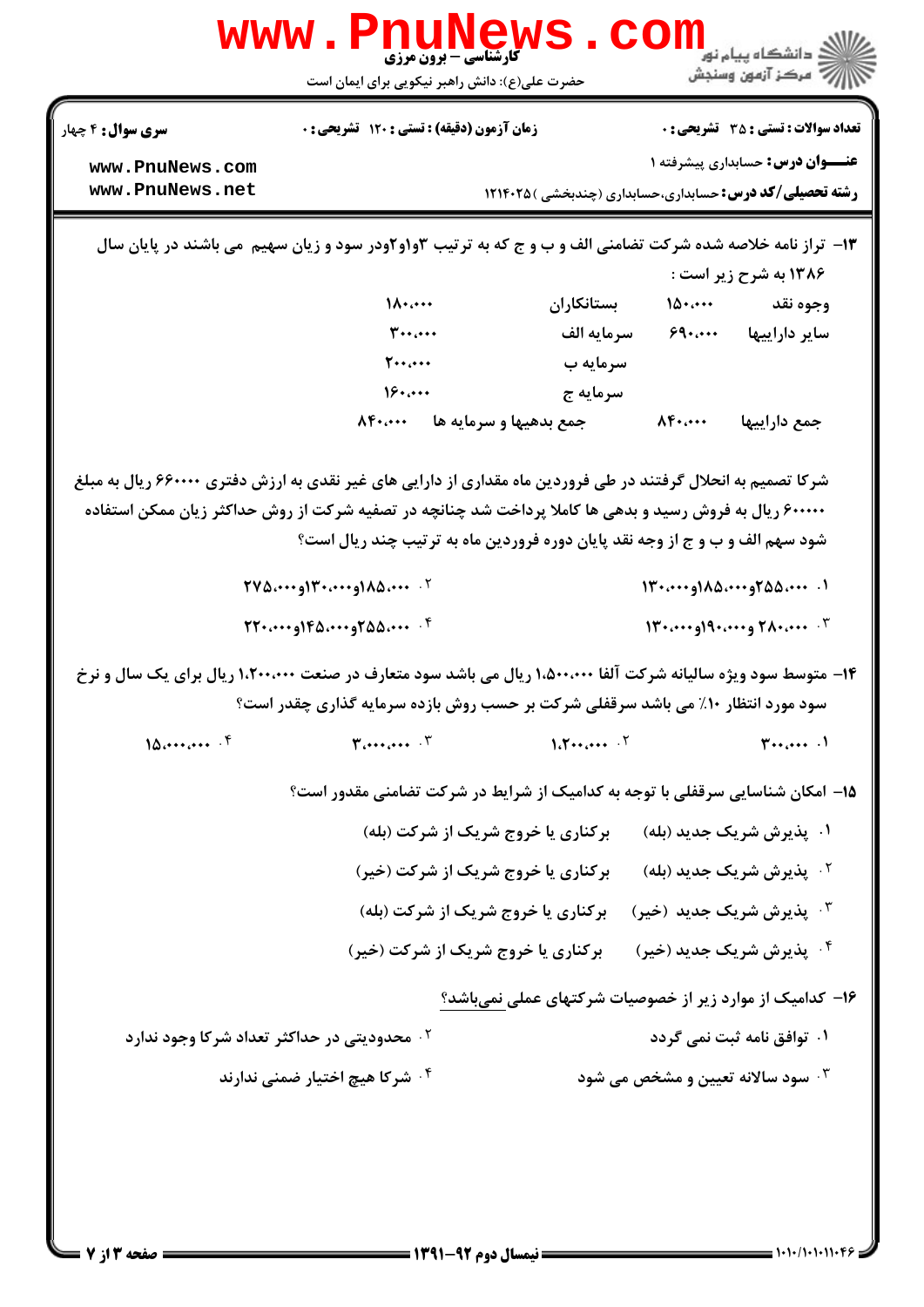**تعداد سوالات : تستی : ۳۵ تشریحی : ۰**　**زمان آزمون (دقیقه) : تستی : ۱۲۰ تشریحی : ۰**　**سری سوال : ۴ چهار**

**عنـــوان درس:** حسابداری پیشرفته ۱

**رشته تحصیلی/کد درس:** حسابداری،حسابداری (چندبخشی ) ۱۲۱۴۰۲۵

---

۱۳- تراز نامه خلاصه شده شرکت تضامنی الف و ب و ج که به ترتیب ۳و۱و۲در سود و زیان سهیم می باشند در پایان سال ۱۳۸۶ به شرح زیر است :

| | | | |
|---|---|---|---|
| وجوه نقد | ۱۵۰،۰۰۰ | بستانکاران | ۱۸۰،۰۰۰ |
| سایر داراییها | ۶۹۰،۰۰۰ | سرمایه الف | ۳۰۰،۰۰۰ |
| | | سرمایه ب | ۲۰۰،۰۰۰ |
| | | سرمایه ج | ۱۶۰،۰۰۰ |
| جمع داراییها | ۸۴۰،۰۰۰ | جمع بدهیها و سرمایه ها | ۸۴۰،۰۰۰ |

شرکا تصمیم به انحلال گرفتند در طی فروردین ماه مقداری از دارایی های غیر نقدی به ارزش دفتری ۶۶۰۰۰۰ ریال به مبلغ ۶۰۰۰۰۰ ریال به فروش رسید و بدهی ها کاملا پرداخت شد چنانچه در تصفیه شرکت از روش حداکثر زیان ممکن استفاده شود سهم الف و ب و ج از وجه نقد پایان دوره فروردین ماه به ترتیب چند ریال است؟

۱. ۲۵۵،۰۰۰و۱۸۵،۰۰۰و۱۳۰،۰۰۰

۲. ۱۸۵،۰۰۰و۱۳۰،۰۰۰و۲۷۵،۰۰۰

۳. ۲۸۰،۰۰۰ و۱۹۰،۰۰۰و۱۳۰،۰۰۰

۴. ۲۵۵،۰۰۰و۱۴۵،۰۰۰و۲۲۰،۰۰۰

۱۴- متوسط سود ویژه سالیانه شرکت آلفا ۱،۵۰۰،۰۰۰ ریال می باشد سود متعارف در صنعت ۱،۲۰۰،۰۰۰ ریال برای یک سال و نرخ سود مورد انتظار ۱۰٪ می باشد سرقفلی شرکت بر حسب روش بازده سرمایه گذاری چقدر است؟

۱. ۳۰۰،۰۰۰

۲. ۱،۲۰۰،۰۰۰

۳. ۳،۰۰۰،۰۰۰

۴. ۱۵،۰۰۰،۰۰۰

۱۵- امکان شناسایی سرقفلی با توجه به کدامیک از شرایط در شرکت تضامنی مقدور است؟

۱. پذیرش شریک جدید (بله)　برکناری یا خروج شریک از شرکت (بله)

۲. پذیرش شریک جدید (بله)　برکناری یا خروج شریک از شرکت (خیر)

۳. پذیرش شریک جدید (خیر)　برکناری یا خروج شریک از شرکت (بله)

۴. پذیرش شریک جدید (خیر)　برکناری یا خروج شریک از شرکت (خیر)

۱۶- کدامیک از موارد زیر از خصوصیات شرکتهای عملی نمیباشد؟

۱. توافق نامه ثبت نمی گردد

۲. محدودیتی در حداکثر تعداد شرکا وجود ندارد

۳. سود سالانه تعیین و مشخص می شود

۴. شرکا هیچ اختیار ضمنی ندارند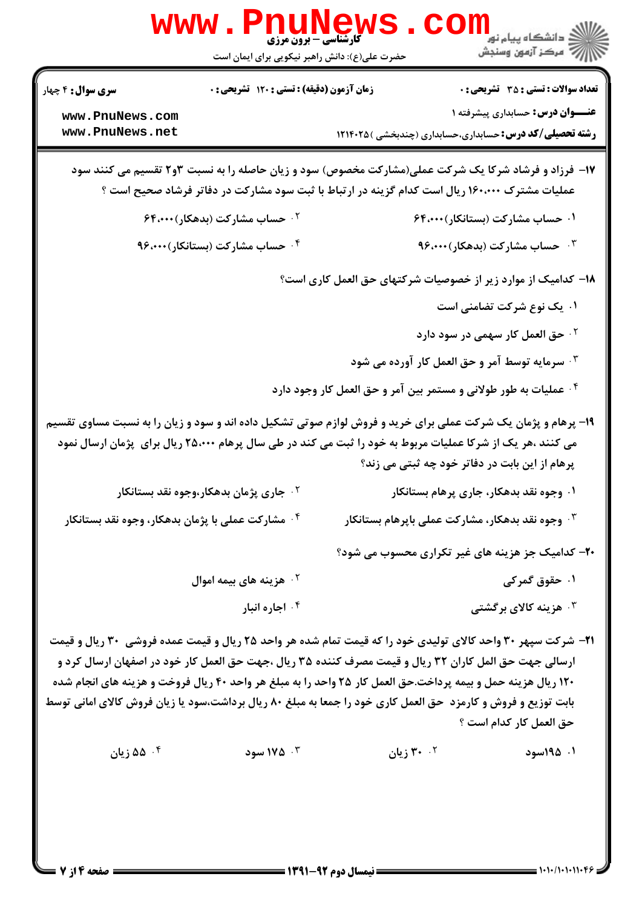۱۷- فرزاد و فرشاد شرکا یک شرکت عملی(مشارکت مخصوص) سود و زیان حاصله را به نسبت ۳و۲ تقسیم می کنند سود عملیات مشترک ۱۶۰،۰۰۰ ریال است کدام گزینه در ارتباط با ثبت سود مشارکت در دفاتر فرشاد صحیح است ؟

۱. حساب مشارکت (بستانکار)۶۴،۰۰۰

۲. حساب مشارکت (بدهکار)۶۴،۰۰۰

۳. حساب مشارکت (بدهکار)۹۶،۰۰۰

۴. حساب مشارکت (بستانکار)۹۶،۰۰۰

۱۸- کدامیک از موارد زیر از خصوصیات شرکتهای حق العمل کاری است؟

۱. یک نوع شرکت تضامنی است

۲. حق العمل کار سهمی در سود دارد

۳. سرمایه توسط آمر و حق العمل کار آورده می شود

۴. عملیات به طور طولانی و مستمر بین آمر و حق العمل کار وجود دارد

۱۹- پرهام و پژمان یک شرکت عملی برای خرید و فروش لوازم صوتی تشکیل داده اند و سود و زیان را به نسبت مساوی تقسیم می کنند ،هر یک از شرکا عملیات مربوط به خود را ثبت می کند در طی سال پرهام ۲۵،۰۰۰ ریال برای پژمان ارسال نمود پرهام از این بابت در دفاتر خود چه ثبتی می زند؟

۱. وجوه نقد بدهکار، جاری پرهام بستانکار

۲. جاری پژمان بدهکار،وجوه نقد بستانکار

۳. وجوه نقد بدهکار، مشارکت عملی باپرهام بستانکار

۴. مشارکت عملی با پژمان بدهکار، وجوه نقد بستانکار

۲۰- کدامیک جز هزینه های غیر تکراری محسوب می شود؟

۱. حقوق گمرکی

۲. هزینه های بیمه اموال

۳. هزینه کالای برگشتی

۴. اجاره انبار

۲۱- شرکت سپهر ۳۰ واحد کالای تولیدی خود را که قیمت تمام شده هر واحد ۲۵ ریال و قیمت عمده فروشی ۳۰ ریال و قیمت ارسالی جهت حق الل کاران ۳۲ ریال و قیمت مصرف کننده ۳۵ ریال ،جهت حق العمل کار خود در اصفهان ارسال کرد و ۱۲۰ ریال هزینه حمل و بیمه پرداخت.حق العمل کار ۲۵ واحد را به مبلغ هر واحد ۴۰ ریال فروخت و هزینه های انجام شده بابت توزیع و فروش و کارمزد حق العمل کاری خود را جمعا به مبلغ ۸۰ ریال برداشت،سود یا زیان فروش کالای امانی توسط حق العمل کار کدام است ؟

۱. ۱۹۵سود

۲. ۳۰ زیان

۳. ۱۷۵ سود

۴. ۵۵ زیان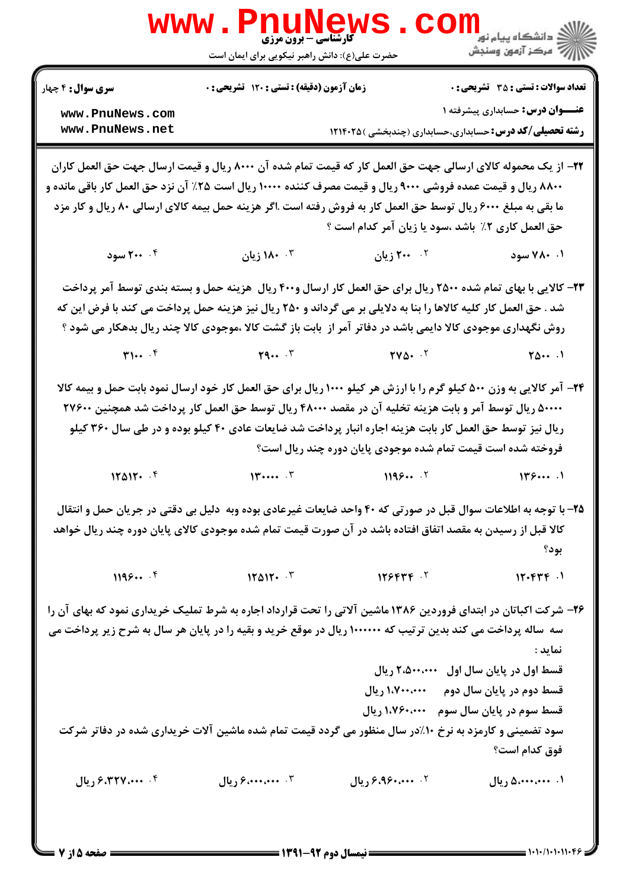۲۲- از یک محموله کالای ارسالی جهت حق العمل کار که قیمت تمام شده آن ۸۰۰۰ ریال و قیمت ارسال جهت حق العمل کاران ۸۸۰۰ ریال و قیمت عمده فروشی ۹۰۰۰ ریال و قیمت مصرف کننده ۱۰۰۰۰ ریال است ۲۵٪ آن نزد حق العمل کار باقی مانده و ما بقی به مبلغ ۶۰۰۰ ریال توسط حق العمل کار به فروش رفته است .اگر هزینه حمل بیمه کالای ارسالی ۸۰ ریال و کار مزد حق العمل کاری ۲٪ باشد ،سود یا زیان آمر کدام است ؟

۱. ۷۸۰ سود
۲. ۲۰۰ زیان
۳. ۱۸۰ زیان
۴. ۲۰۰ سود

۲۳- کالایی با بهای تمام شده ۲۵۰۰ ریال برای حق العمل کار ارسال و۴۰۰ ریال هزینه حمل و بسته بندی توسط آمر پرداخت شد . حق العمل کار کلیه کالاها را بنا به دلایلی بر می گرداند و ۲۵۰ ریال نیز هزینه حمل پرداخت می کند با فرض این که روش نگهداری موجودی کالا دایمی باشد در دفاتر آمر از بابت باز گشت کالا ،موجودی کالا چند ریال بدهکار می شود ؟

۱. ۲۵۰۰
۲. ۲۷۵۰
۳. ۲۹۰۰
۴. ۳۱۰۰

۲۴- آمر کالایی به وزن ۵۰۰ کیلو گرم را با ارزش هر کیلو ۱۰۰۰ ریال برای حق العمل کار خود ارسال نمود بابت حمل و بیمه کالا ۵۰۰۰۰ ریال توسط آمر و بابت هزینه تخلیه آن در مقصد ۴۸۰۰۰ ریال توسط حق العمل کار پرداخت شد همچنین ۲۷۶۰۰ ریال نیز توسط حق العمل کار بابت هزینه اجاره انبار پرداخت شد ضایعات عادی ۴۰ کیلو بوده و در طی سال ۳۶۰ کیلو فروخته شده است قیمت تمام شده موجودی پایان دوره چند ریال است؟

۱. ۱۳۶۰۰۰
۲. ۱۱۹۶۰۰
۳. ۱۳۰۰۰۰
۴. ۱۲۵۱۲۰

۲۵- با توجه به اطلاعات سوال قبل در صورتی که ۴۰ واحد ضایعات غیرعادی بوده وبه دلیل بی دقتی در جریان حمل و انتقال کالا قبل از رسیدن به مقصد اتفاق افتاده باشد در آن صورت قیمت تمام شده موجودی کالای پایان دوره چند ریال خواهد بود؟

۱. ۱۲۰۴۳۴
۲. ۱۲۶۴۳۴
۳. ۱۲۵۱۲۰
۴. ۱۱۹۶۰۰

۲۶- شرکت اکباتان در ابتدای فروردین ۱۳۸۶ ماشین آلاتی را تحت قرارداد اجاره به شرط تملیک خریداری نمود که بهای آن را سه ساله پرداخت می کند بدین ترتیب که ۱۰۰۰۰۰ ریال در موقع خرید و بقیه را در پایان هر سال به شرح زیر پرداخت می نماید :

قسط اول در پایان سال اول ۲،۵۰۰،۰۰۰ ریال

قسط دوم در پایان سال دوم ۱،۷۰۰،۰۰۰ ریال

قسط سوم در پایان سال سوم ۱،۷۶۰،۰۰۰ ریال

سود تضمینی و کارمزد به نرخ ۱۰٪در سال منظور می گردد قیمت تمام شده ماشین آلات خریداری شده در دفاتر شرکت فوق کدام است؟

۱. ۵،۰۰۰،۰۰۰ ریال
۲. ۶،۹۶۰،۰۰۰ ریال
۳. ۶،۰۰۰،۰۰۰ ریال
۴. ۶،۳۲۷،۰۰۰ ریال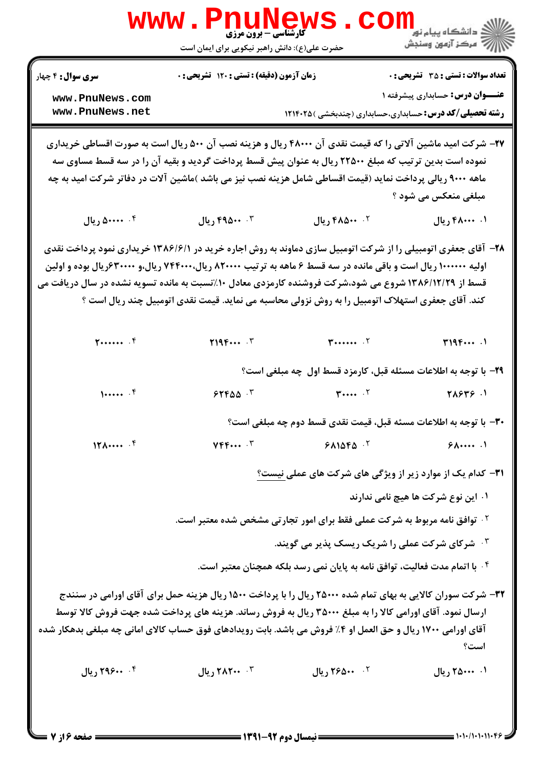**سری سوال:** ۴ چهار

**زمان آزمون (دقیقه) : تستی : ۱۲۰ تشریحی : ۰**

**تعداد سوالات : تستی : ۳۵ تشریحی : ۰**

**عنـــوان درس:** حسابداری پیشرفته ۱

**رشته تحصیلی/کد درس:** حسابداری،حسابداری (چندبخشی ) ۱۲۱۴۰۲۵

---

**۲۷-** شرکت امید ماشین آلاتی را که قیمت نقدی آن ۴۸۰۰۰ ریال و هزینه نصب آن ۵۰۰ ریال است به صورت اقساطی خریداری نموده است بدین ترتیب که مبلغ ۲۲۵۰۰ ریال به عنوان پیش قسط پرداخت گردید و بقیه آن را در سه قسط مساوی سه ماهه ۹۰۰۰ ریالی پرداخت نماید (قیمت اقساطی شامل هزینه نصب نیز می باشد )ماشین آلات در دفاتر شرکت امید به چه مبلغی منعکس می شود ؟

۱. ۴۸۰۰۰ ریال
۲. ۴۸۵۰۰ ریال
۳. ۴۹۵۰۰ ریال
۴. ۵۰۰۰۰ ریال

**۲۸-** آقای جعفری اتومبیلی را از شرکت اتومبیل سازی دماوند به روش اجاره خرید در ۱۳۸۶/۶/۱ خریداری نمود پرداخت نقدی اولیه ۱۰۰۰۰۰۰ ریال است و باقی مانده در سه قسط ۶ ماهه به ترتیب ۸۲۰۰۰۰ ریال،۷۴۴۰۰۰ ریال،و ۶۳۰۰۰۰ریال بوده و اولین قسط از ۱۳۸۶/۱۲/۲۹ شروع می شود،شرکت فروشنده کارمزدی معادل ۱۰٪نسبت به مانده تسویه نشده در سال دریافت می کند. آقای جعفری استهلاک اتومبیل را به روش نزولی محاسبه می نماید. قیمت نقدی اتومبیل چند ریال است ؟

۱. ۳۱۹۴۰۰۰
۲. ۳۰۰۰۰۰۰
۳. ۲۱۹۴۰۰۰
۴. ۲۰۰۰۰۰۰

**۲۹-** با توجه به اطلاعات مسئله قبل، کارمزد قسط اول چه مبلغی است؟

۱. ۲۸۶۳۶
۲. ۳۰۰۰۰
۳. ۶۲۴۵۵
۴. ۱۰۰۰۰۰

**۳۰-** با توجه به اطلاعات مسئه قبل، قیمت نقدی قسط دوم چه مبلغی است؟

۱. ۶۸۰۰۰۰
۲. ۶۸۱۵۴۵
۳. ۷۴۴۰۰۰
۴. ۱۲۸۰۰۰۰

**۳۱-** کدام یک از موارد زیر از ویژگی های شرکت های عملی نیست؟

۱. این نوع شرکت ها هیچ نامی ندارند
۲. توافق نامه مربوط به شرکت عملی فقط برای امور تجارتی مشخص شده معتبر است.
۳. شرکای شرکت عملی را شریک ریسک پذیر می گویند.
۴. با اتمام مدت فعالیت، توافق نامه به پایان نمی رسد بلکه همچنان معتبر است.

**۳۲-** شرکت سوران کالایی به بهای تمام شده ۲۵۰۰۰ ریال را با پرداخت ۱۵۰۰ ریال هزینه حمل برای آقای اورامی در سنندج ارسال نمود. آقای اورامی کالا را به مبلغ ۳۵۰۰۰ ریال به فروش رساند. هزینه های پرداخت شده جهت فروش کالا توسط آقای اورامی ۱۷۰۰ ریال و حق العمل او ۴٪ فروش می باشد. بابت رویدادهای فوق حساب کالای امانی چه مبلغی بدهکار شده است؟

۱. ۲۵۰۰۰ ریال
۲. ۲۶۵۰۰ ریال
۳. ۲۸۲۰۰ ریال
۴. ۲۹۶۰۰ ریال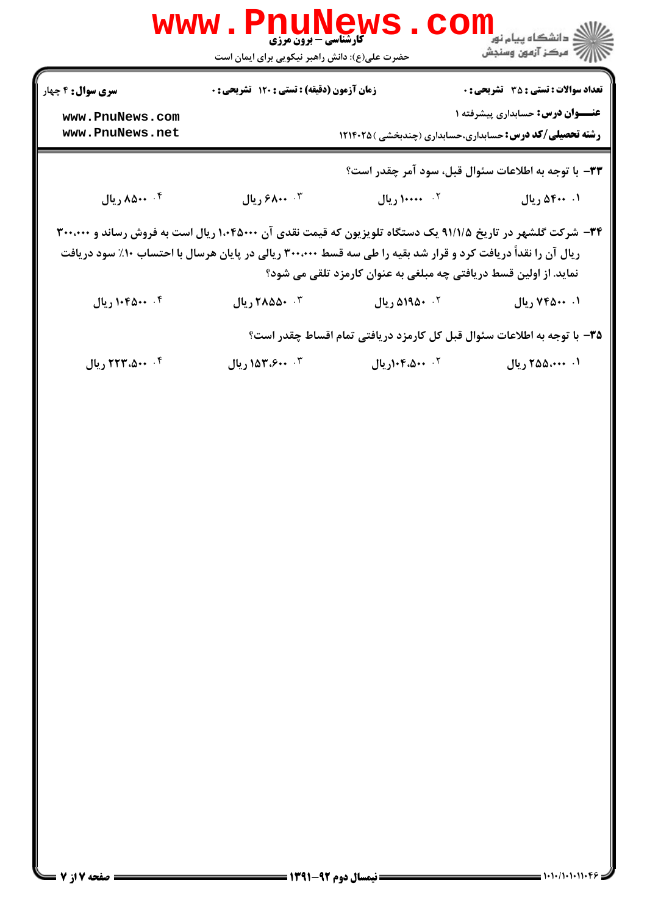۳۳- با توجه به اطلاعات سئوال قبل، سود آمر چقدر است؟

۱. ۵۴۰۰ ریال
۲. ۱۰۰۰۰ ریال
۳. ۶۸۰۰ ریال
۴. ۸۵۰۰ ریال

۳۴- شرکت گلشهر در تاریخ ۹۱/۱/۵ یک دستگاه تلویزیون که قیمت نقدی آن ۱۰۴۵۰۰۰ ریال است به فروش رساند و ۳۰۰،۰۰۰ ریال آن را نقداً دریافت کرد و قرار شد بقیه را طی سه قسط ۳۰۰،۰۰۰ ریالی در پایان هرسال با احتساب ۱۰٪ سود دریافت نماید. از اولین قسط دریافتی چه مبلغی به عنوان کارمزد تلقی می شود؟

۱. ۷۴۵۰۰ ریال
۲. ۵۱۹۵۰ ریال
۳. ۲۸۵۵۰ ریال
۴. ۱۰۴۵۰۰ ریال

۳۵- با توجه به اطلاعات سئوال قبل کل کارمزد دریافتی تمام اقساط چقدر است؟

۱. ۲۵۵،۰۰۰ ریال
۲. ۱۰۴،۵۰۰ریال
۳. ۱۵۳،۶۰۰ ریال
۴. ۲۲۳،۵۰۰ ریال